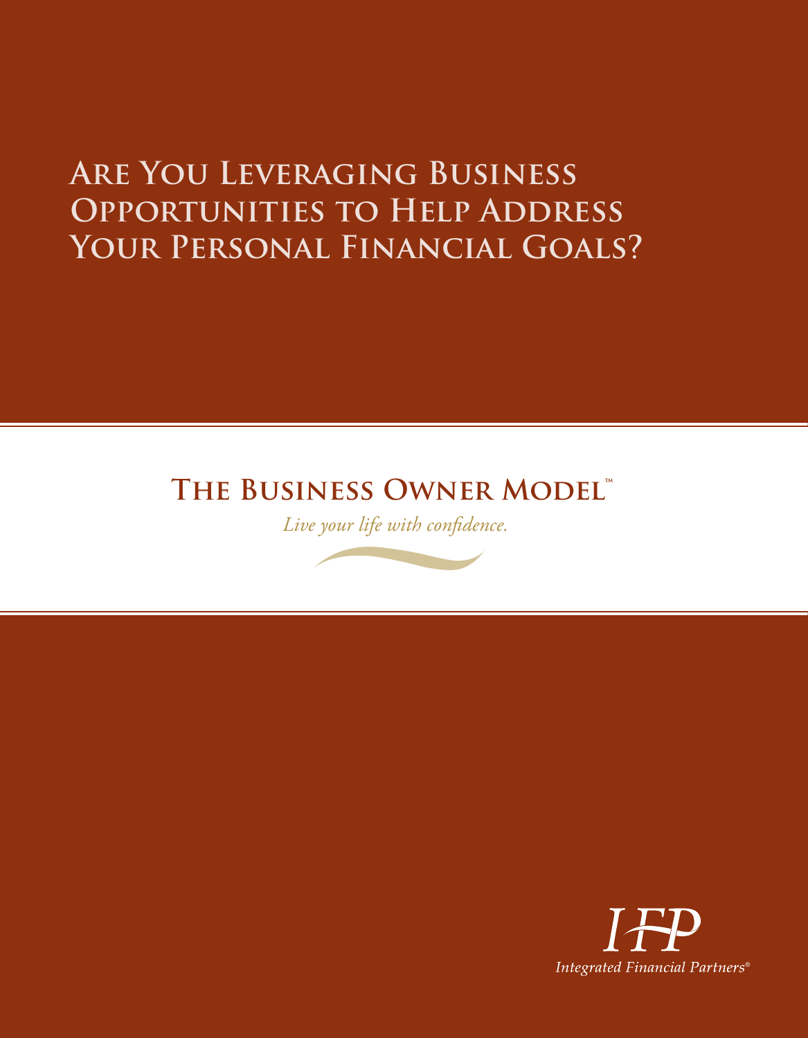# Are You Leveraging Business Opportunities to Help Address Your Personal Financial Goals?

## The Business Owner Model™

*Live your life with confidence.*

IFP

*Integrated Financial Partners®*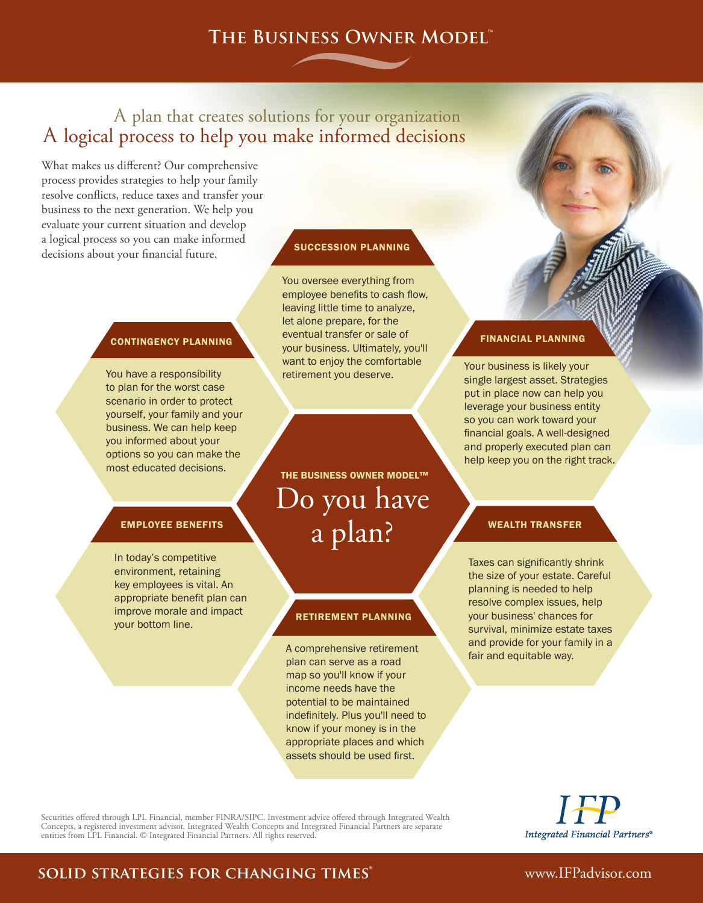# The Business Owner Model™

## A plan that creates solutions for your organization
## A logical process to help you make informed decisions

What makes us different? Our comprehensive process provides strategies to help your family resolve conflicts, reduce taxes and transfer your business to the next generation. We help you evaluate your current situation and develop a logical process so you can make informed decisions about your financial future.

### SUCCESSION PLANNING

You oversee everything from employee benefits to cash flow, leaving little time to analyze, let alone prepare, for the eventual transfer or sale of your business. Ultimately, you'll want to enjoy the comfortable retirement you deserve.

### CONTINGENCY PLANNING

You have a responsibility to plan for the worst case scenario in order to protect yourself, your family and your business. We can help keep you informed about your options so you can make the most educated decisions.

### FINANCIAL PLANNING

Your business is likely your single largest asset. Strategies put in place now can help you leverage your business entity so you can work toward your financial goals. A well-designed and properly executed plan can help keep you on the right track.

### THE BUSINESS OWNER MODEL™

## Do you have a plan?

### EMPLOYEE BENEFITS

In today's competitive environment, retaining key employees is vital. An appropriate benefit plan can improve morale and impact your bottom line.

### WEALTH TRANSFER

Taxes can significantly shrink the size of your estate. Careful planning is needed to help resolve complex issues, help your business' chances for survival, minimize estate taxes and provide for your family in a fair and equitable way.

### RETIREMENT PLANNING

A comprehensive retirement plan can serve as a road map so you'll know if your income needs have the potential to be maintained indefinitely. Plus you'll need to know if your money is in the appropriate places and which assets should be used first.

Securities offered through LPL Financial, member FINRA/SIPC. Investment advice offered through Integrated Wealth Concepts, a registered investment advisor. Integrated Wealth Concepts and Integrated Financial Partners are separate entities from LPL Financial. © Integrated Financial Partners. All rights reserved.

IFP *Integrated Financial Partners®*

**SOLID STRATEGIES FOR CHANGING TIMES®**

www.IFPadvisor.com